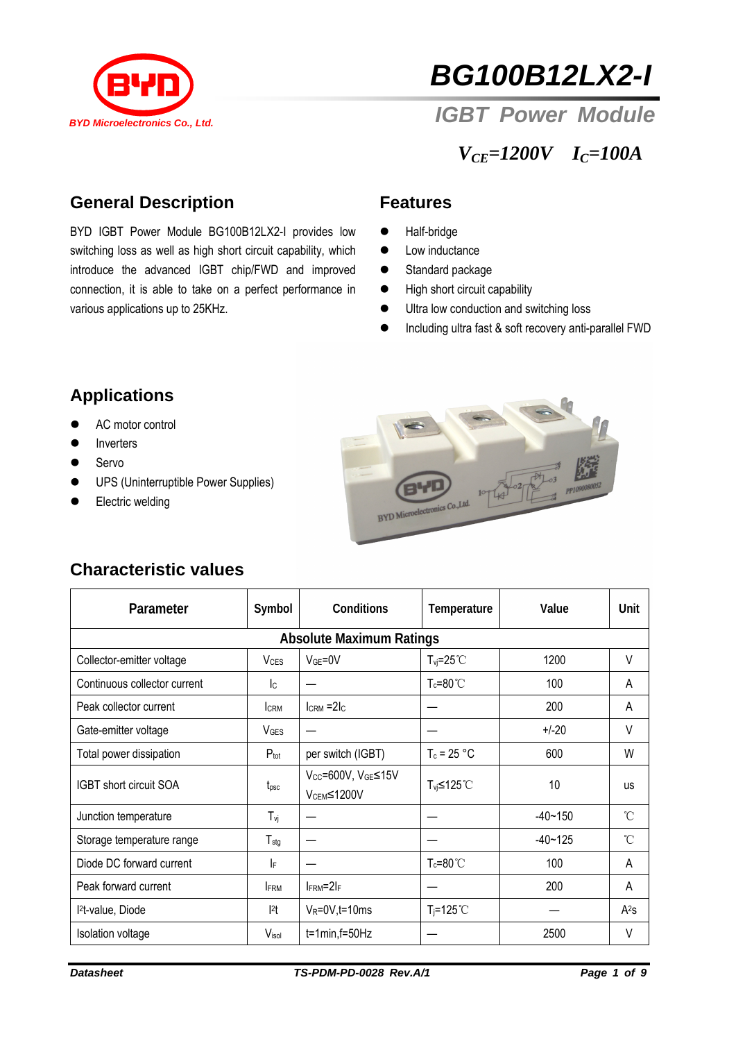BYD Microelectronics Co., Ltd.

# BG100B12LX2-I

## IGBT Power Module

$V_{CE}$=1200V $I_C$=100A

## General Description

BYD IGBT Power Module BG100B12LX2-I provides low switching loss as well as high short circuit capability, which introduce the advanced IGBT chip/FWD and improved connection, it is able to take on a perfect performance in various applications up to 25KHz.

## Features

- Half-bridge
- Low inductance
- Standard package
- High short circuit capability
- Ultra low conduction and switching loss
- Including ultra fast & soft recovery anti-parallel FWD

## Applications

- AC motor control
- Inverters
- Servo
- UPS (Uninterruptible Power Supplies)
- Electric welding

## Characteristic values

| Parameter | Symbol | Conditions | Temperature | Value | Unit |
|---|---|---|---|---|---|
| **Absolute Maximum Ratings** | | | | | |
| Collector-emitter voltage | $V_{CES}$ | $V_{GE}$=0V | $T_{vj}$=25℃ | 1200 | V |
| Continuous collector current | $I_C$ | — | $T_c$=80℃ | 100 | A |
| Peak collector current | $I_{CRM}$ | $I_{CRM}$ =2$I_C$ | — | 200 | A |
| Gate-emitter voltage | $V_{GES}$ | — | — | +/-20 | V |
| Total power dissipation | $P_{tot}$ | per switch (IGBT) | $T_c$ = 25 °C | 600 | W |
| IGBT short circuit SOA | $t_{psc}$ | $V_{CC}$=600V, $V_{GE}$≤15V $V_{CEM}$≤1200V | $T_{vj}$≤125℃ | 10 | us |
| Junction temperature | $T_{vj}$ | — | — | -40~150 | ℃ |
| Storage temperature range | $T_{stg}$ | — | — | -40~125 | ℃ |
| Diode DC forward current | $I_F$ | — | $T_c$=80℃ | 100 | A |
| Peak forward current | $I_{FRM}$ | $I_{FRM}$=2$I_F$ | — | 200 | A |
| $I^2t$-value, Diode | $I^2t$ | $V_R$=0V,t=10ms | $T_j$=125℃ | — | $A^2s$ |
| Isolation voltage | $V_{isol}$ | t=1min,f=50Hz | — | 2500 | V |

Datasheet TS-PDM-PD-0028 Rev.A/1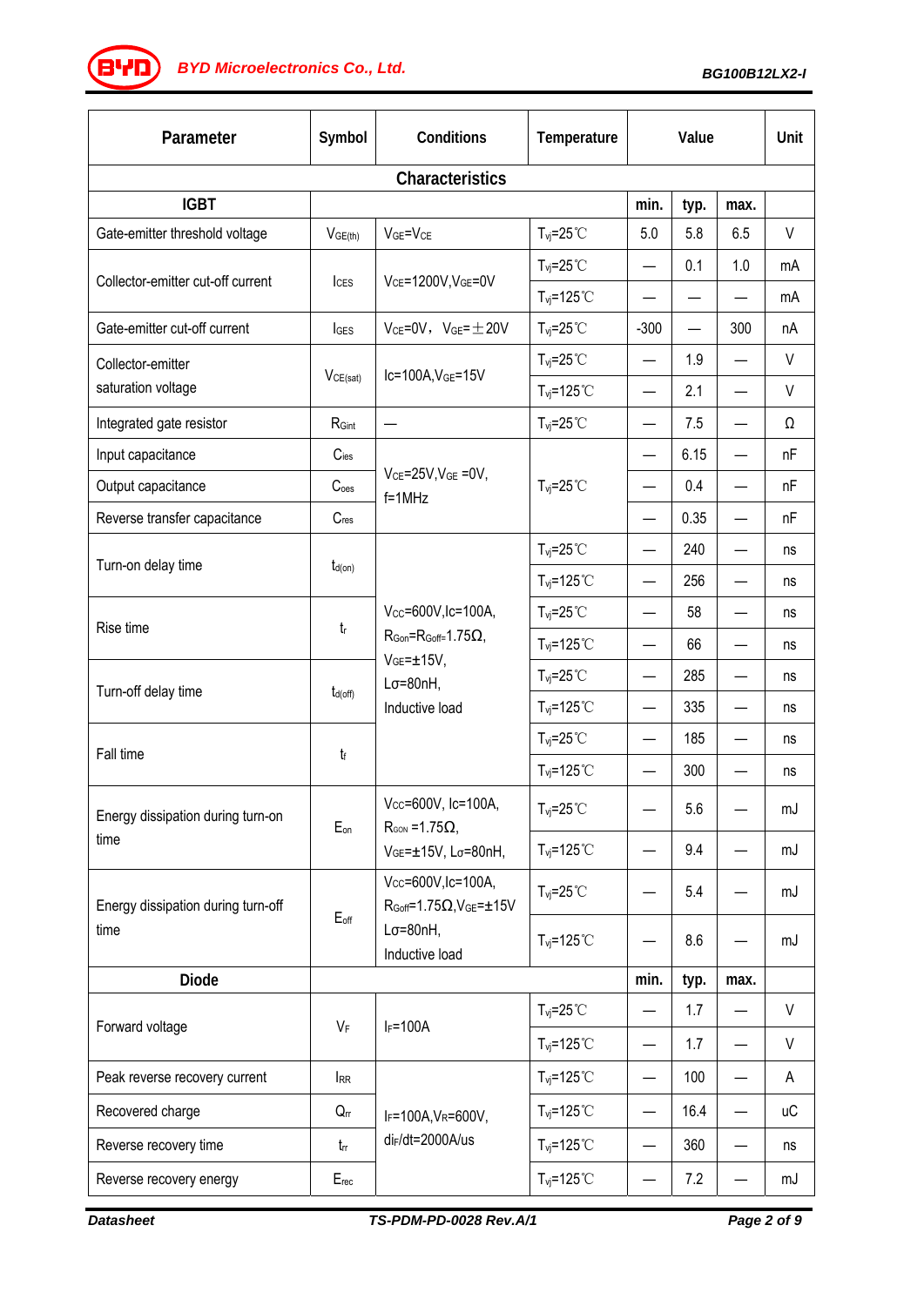| Parameter | Symbol | Conditions | Temperature | Value | | | Unit |
|---|---|---|---|---|---|---|---|
| **Characteristics** | | | | | | | |
| **IGBT** | | | | min. | typ. | max. | |
| Gate-emitter threshold voltage | $V_{GE(th)}$ | $V_{GE}$=$V_{CE}$ | $T_{vj}$=25℃ | 5.0 | 5.8 | 6.5 | V |
| Collector-emitter cut-off current | $I_{CES}$ | $V_{CE}$=1200V,$V_{GE}$=0V | $T_{vj}$=25℃ | — | 0.1 | 1.0 | mA |
| | | | $T_{vj}$=125℃ | — | — | — | mA |
| Gate-emitter cut-off current | $I_{GES}$ | $V_{CE}$=0V，$V_{GE}$=±20V | $T_{vj}$=25℃ | -300 | — | 300 | nA |
| Collector-emitter saturation voltage | $V_{CE(sat)}$ | Ic=100A,$V_{GE}$=15V | $T_{vj}$=25℃ | — | 1.9 | — | V |
| | | | $T_{vj}$=125℃ | — | 2.1 | — | V |
| Integrated gate resistor | $R_{Gint}$ | — | $T_{vj}$=25℃ | — | 7.5 | — | Ω |
| Input capacitance | $C_{ies}$ | $V_{CE}$=25V,$V_{GE}$ =0V, f=1MHz | $T_{vj}$=25℃ | — | 6.15 | — | nF |
| Output capacitance | $C_{oes}$ | | | — | 0.4 | — | nF |
| Reverse transfer capacitance | $C_{res}$ | | | — | 0.35 | — | nF |
| Turn-on delay time | $t_{d(on)}$ | $V_{CC}$=600V,Ic=100A, $R_{Gon}$=$R_{Goff}$=1.75Ω, $V_{GE}$=±15V, Lσ=80nH, Inductive load | $T_{vj}$=25℃ | — | 240 | — | ns |
| | | | $T_{vj}$=125℃ | — | 256 | — | ns |
| Rise time | $t_r$ | | $T_{vj}$=25℃ | — | 58 | — | ns |
| | | | $T_{vj}$=125℃ | — | 66 | — | ns |
| Turn-off delay time | $t_{d(off)}$ | | $T_{vj}$=25℃ | — | 285 | — | ns |
| | | | $T_{vj}$=125℃ | — | 335 | — | ns |
| Fall time | $t_f$ | | $T_{vj}$=25℃ | — | 185 | — | ns |
| | | | $T_{vj}$=125℃ | — | 300 | — | ns |
| Energy dissipation during turn-on time | $E_{on}$ | $V_{CC}$=600V, Ic=100A, $R_{GON}$ =1.75Ω, $V_{GE}$=±15V, Lσ=80nH, | $T_{vj}$=25℃ | — | 5.6 | — | mJ |
| | | | $T_{vj}$=125℃ | — | 9.4 | — | mJ |
| Energy dissipation during turn-off time | $E_{off}$ | $V_{CC}$=600V,Ic=100A, $R_{Goff}$=1.75Ω,$V_{GE}$=±15V Lσ=80nH, Inductive load | $T_{vj}$=25℃ | — | 5.4 | — | mJ |
| | | | $T_{vj}$=125℃ | — | 8.6 | — | mJ |
| **Diode** | | | | min. | typ. | max. | |
| Forward voltage | $V_F$ | $I_F$=100A | $T_{vj}$=25℃ | — | 1.7 | — | V |
| | | | $T_{vj}$=125℃ | — | 1.7 | — | V |
| Peak reverse recovery current | $I_{RR}$ | $I_F$=100A,$V_R$=600V, $di_F/dt$=2000A/us | $T_{vj}$=125℃ | — | 100 | — | A |
| Recovered charge | $Q_{rr}$ | | $T_{vj}$=125℃ | — | 16.4 | — | uC |
| Reverse recovery time | $t_{rr}$ | | $T_{vj}$=125℃ | — | 360 | — | ns |
| Reverse recovery energy | $E_{rec}$ | | $T_{vj}$=125℃ | — | 7.2 | — | mJ |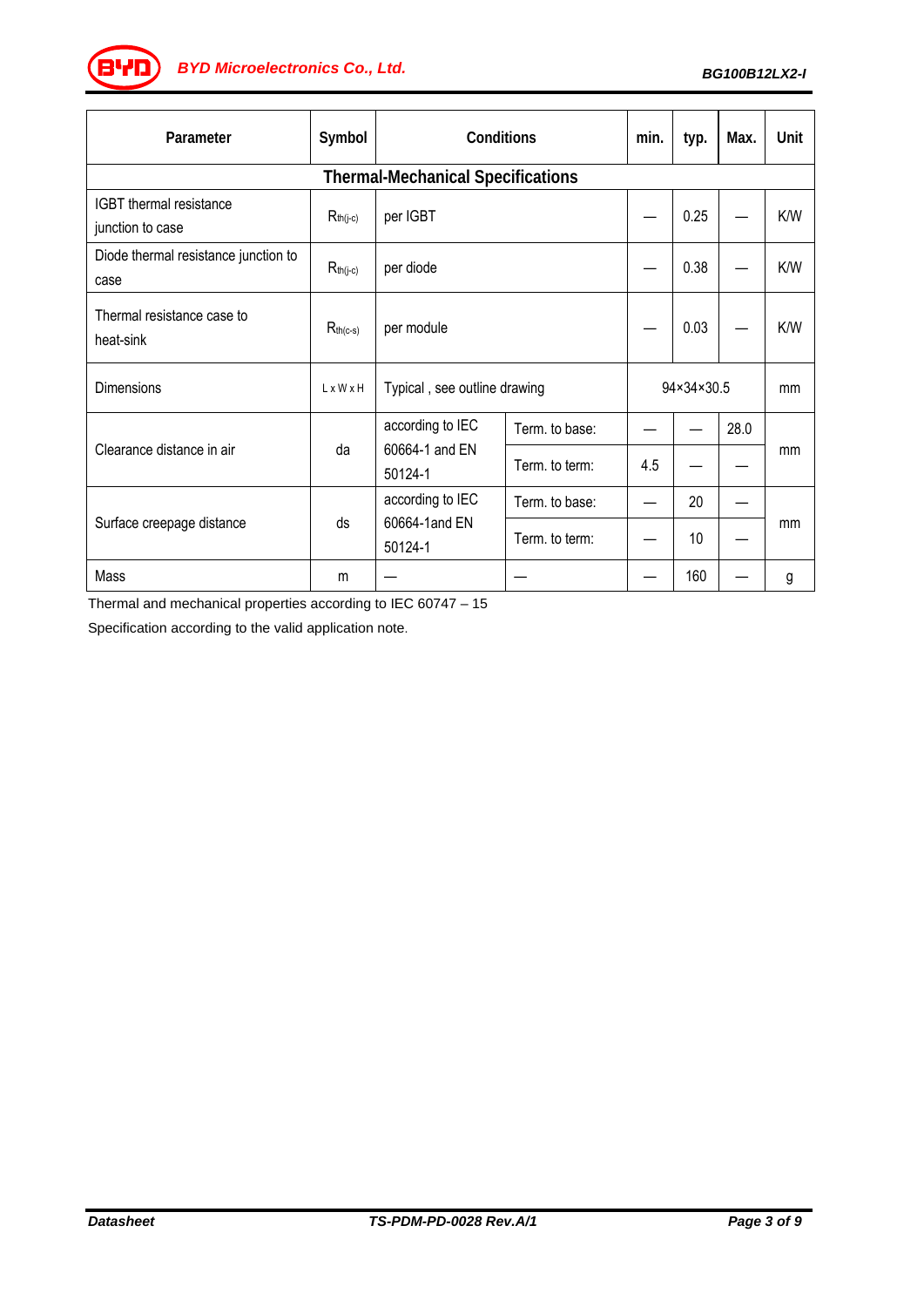| Parameter | Symbol | Conditions | | min. | typ. | Max. | Unit |
|---|---|---|---|---|---|---|---|
| **Thermal-Mechanical Specifications** | | | | | | | |
| IGBT thermal resistance junction to case | $R_{th(j-c)}$ | per IGBT | | — | 0.25 | — | K/W |
| Diode thermal resistance junction to case | $R_{th(j-c)}$ | per diode | | — | 0.38 | — | K/W |
| Thermal resistance case to heat-sink | $R_{th(c-s)}$ | per module | | — | 0.03 | — | K/W |
| Dimensions | L x W x H | Typical , see outline drawing | | 94×34×30.5 | | | mm |
| Clearance distance in air | da | according to IEC 60664-1 and EN 50124-1 | Term. to base: | — | — | 28.0 | mm |
| | | | Term. to term: | 4.5 | — | — | |
| Surface creepage distance | ds | according to IEC 60664-1and EN 50124-1 | Term. to base: | — | 20 | — | mm |
| | | | Term. to term: | — | 10 | — | |
| Mass | m | — | — | — | 160 | — | g |

Thermal and mechanical properties according to IEC 60747 – 15

Specification according to the valid application note.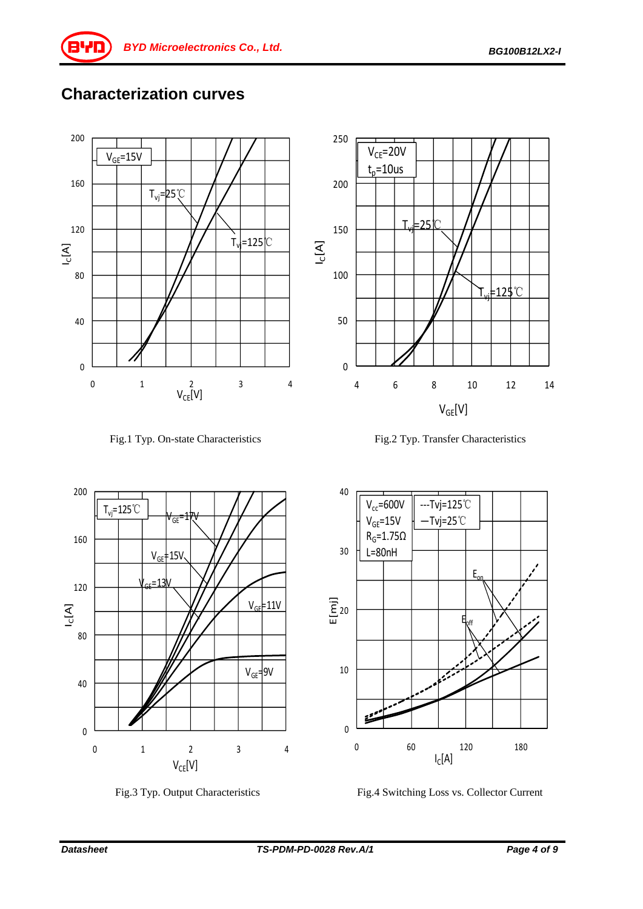## Characterization curves

Fig.1 Typ. On-state Characteristics

Fig.2 Typ. Transfer Characteristics

Fig.3 Typ. Output Characteristics

Fig.4 Switching Loss vs. Collector Current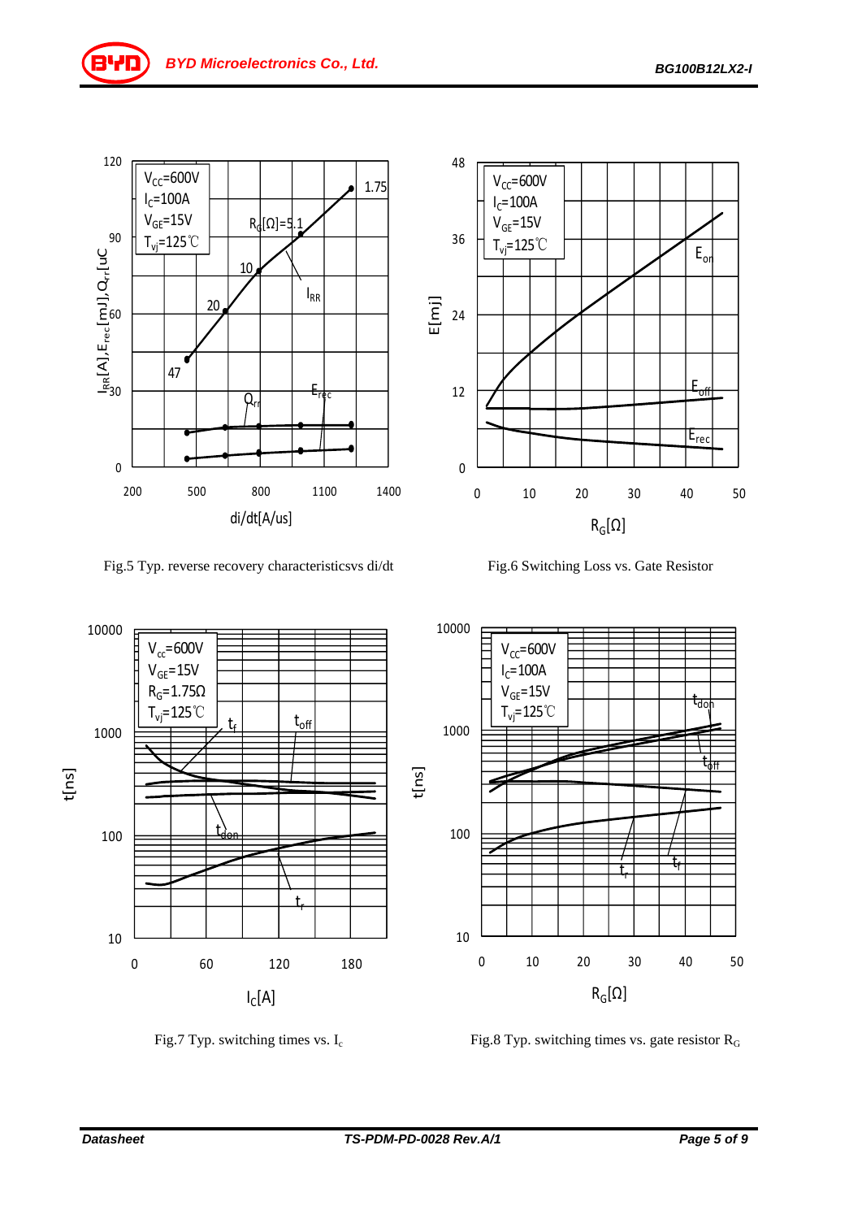Fig.5 Typ. reverse recovery characteristicsvs di/dt

Fig.6 Switching Loss vs. Gate Resistor

Fig.7 Typ. switching times vs. $I_c$

Fig.8 Typ. switching times vs. gate resistor $R_G$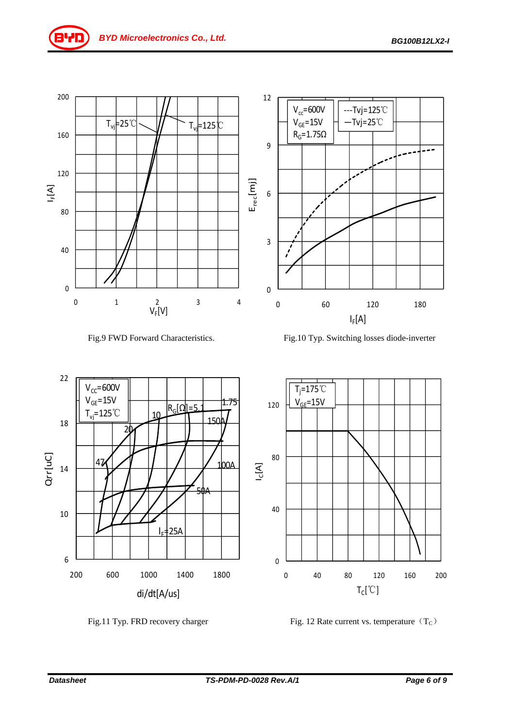Fig.9 FWD Forward Characteristics.

Fig.10 Typ. Switching losses diode-inverter

Fig.11 Typ. FRD recovery charger

Fig. 12 Rate current vs. temperature（$T_C$）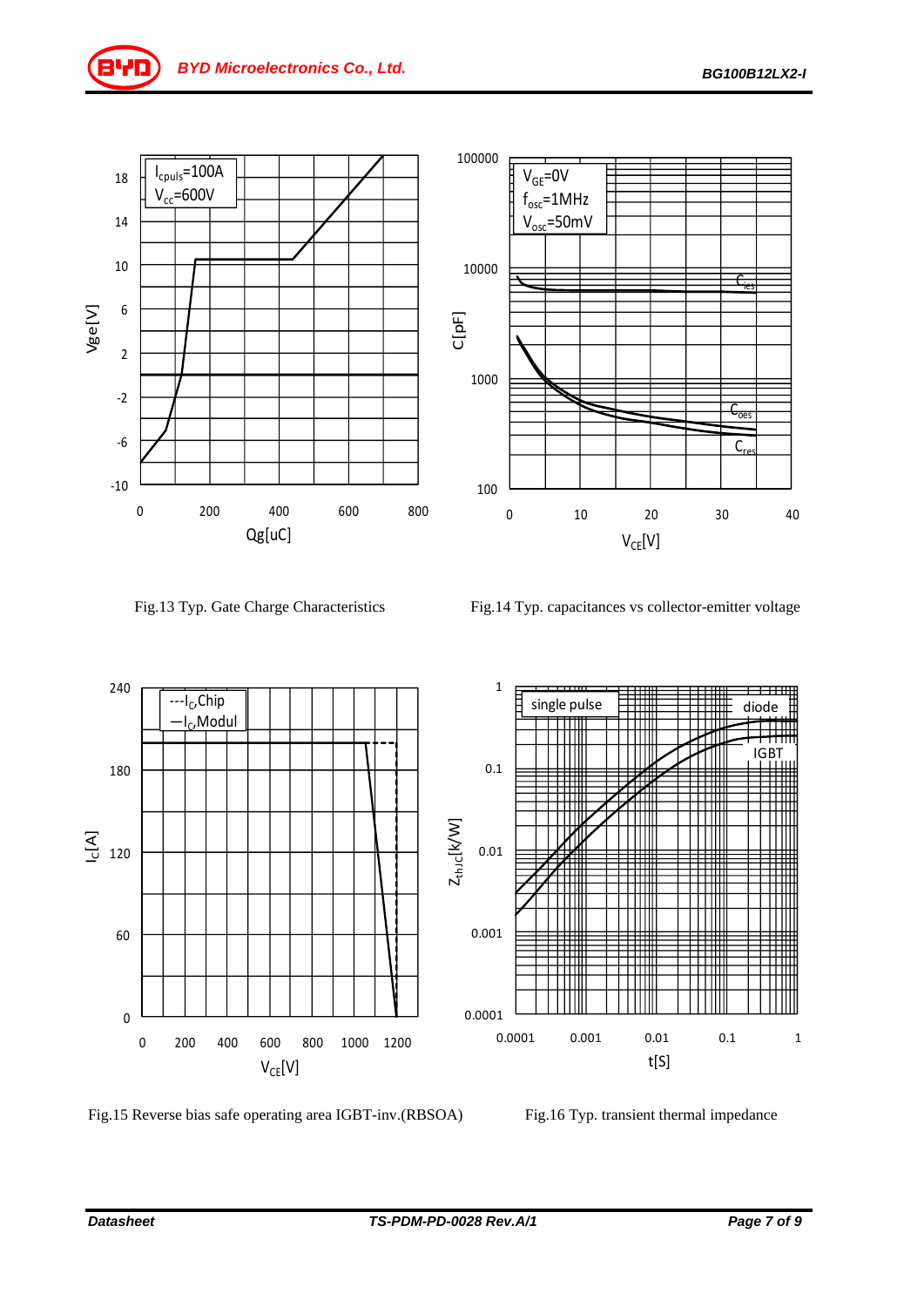Fig.13 Typ. Gate Charge Characteristics

Fig.14 Typ. capacitances vs collector-emitter voltage

Fig.15 Reverse bias safe operating area IGBT-inv.(RBSOA)

Fig.16 Typ. transient thermal impedance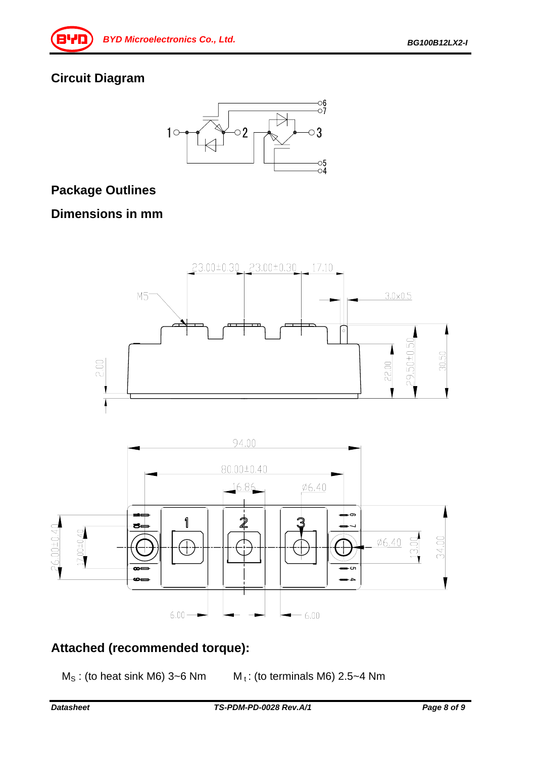## Circuit Diagram

## Package Outlines

## Dimensions in mm

## Attached (recommended torque):

$M_S$ : (to heat sink M6) 3~6 Nm $M_t$ : (to terminals M6) 2.5~4 Nm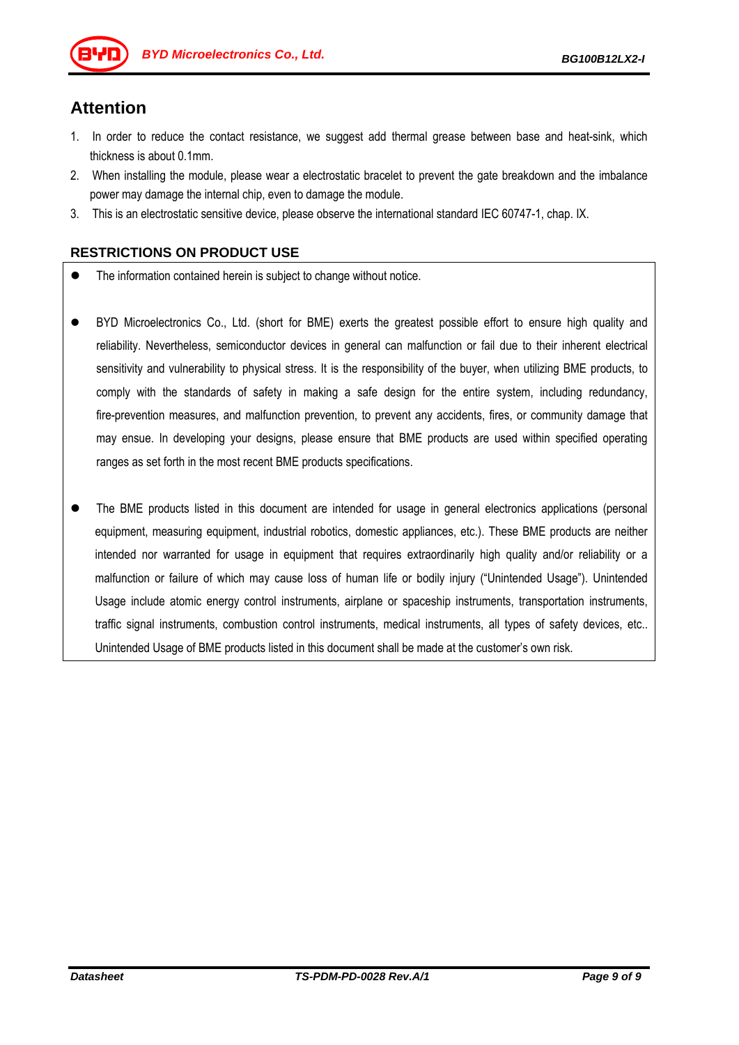## Attention

1. In order to reduce the contact resistance, we suggest add thermal grease between base and heat-sink, which thickness is about 0.1mm.
2. When installing the module, please wear a electrostatic bracelet to prevent the gate breakdown and the imbalance power may damage the internal chip, even to damage the module.
3. This is an electrostatic sensitive device, please observe the international standard IEC 60747-1, chap. IX.

### RESTRICTIONS ON PRODUCT USE

- The information contained herein is subject to change without notice.
- BYD Microelectronics Co., Ltd. (short for BME) exerts the greatest possible effort to ensure high quality and reliability. Nevertheless, semiconductor devices in general can malfunction or fail due to their inherent electrical sensitivity and vulnerability to physical stress. It is the responsibility of the buyer, when utilizing BME products, to comply with the standards of safety in making a safe design for the entire system, including redundancy, fire-prevention measures, and malfunction prevention, to prevent any accidents, fires, or community damage that may ensue. In developing your designs, please ensure that BME products are used within specified operating ranges as set forth in the most recent BME products specifications.
- The BME products listed in this document are intended for usage in general electronics applications (personal equipment, measuring equipment, industrial robotics, domestic appliances, etc.). These BME products are neither intended nor warranted for usage in equipment that requires extraordinarily high quality and/or reliability or a malfunction or failure of which may cause loss of human life or bodily injury ("Unintended Usage"). Unintended Usage include atomic energy control instruments, airplane or spaceship instruments, transportation instruments, traffic signal instruments, combustion control instruments, medical instruments, all types of safety devices, etc.. Unintended Usage of BME products listed in this document shall be made at the customer's own risk.